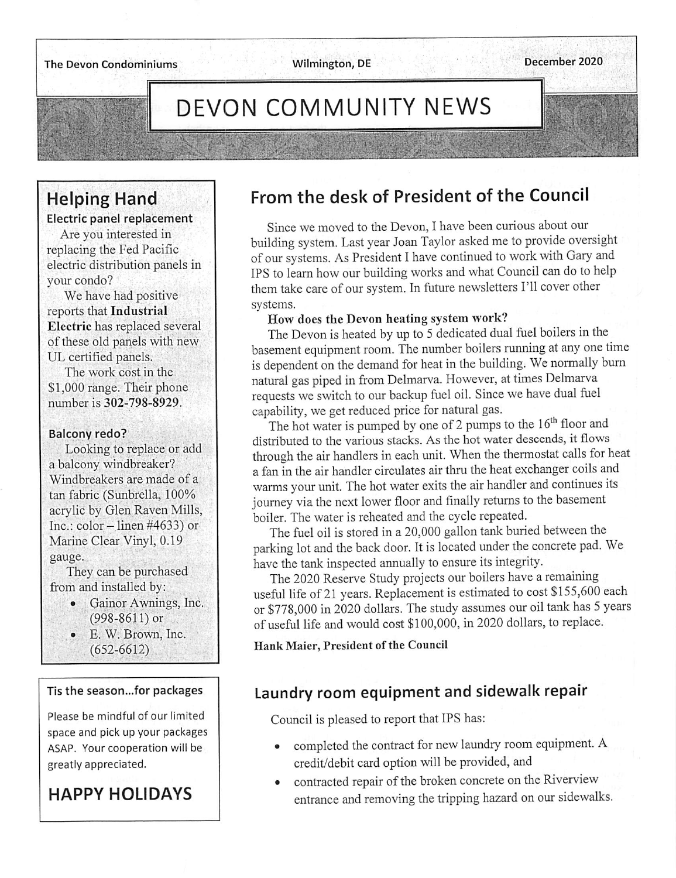The Devon Condominiums | Wilmington, DE | December 2020

# DEVON COMMUNITY NEWS

## From the desk of President of the Council

Since we moved to the Devon, I have been curious about our building system. Last year Joan Taylor asked me to provide oversight of our systems. As President I have continued to work with Gary and IPS to learn how our building works and what Council can do to help them take care of our system. In future newsletters I'll cover other systems.

**How does the Devon heating system work?**

The Devon is heated by up to 5 dedicated dual fuel boilers in the basement equipment room. The number boilers running at any one time is dependent on the demand for heat in the building. We normally burn natural gas piped in from Delmarva. However, at times Delmarva requests we switch to our backup fuel oil. Since we have dual fuel capability, we get reduced price for natural gas.

The hot water is pumped by one of 2 pumps to the 16th floor and distributed to the various stacks. As the hot water descends, it flows through the air handlers in each unit. When the thermostat calls for heat a fan in the air handler circulates air thru the heat exchanger coils and warms your unit. The hot water exits the air handler and continues its journey via the next lower floor and finally returns to the basement boiler. The water is reheated and the cycle repeated.

The fuel oil is stored in a 20,000 gallon tank buried between the parking lot and the back door. It is located under the concrete pad. We have the tank inspected annually to ensure its integrity.

The 2020 Reserve Study projects our boilers have a remaining useful life of 21 years. Replacement is estimated to cost $155,600 each or $778,000 in 2020 dollars. The study assumes our oil tank has 5 years of useful life and would cost $100,000, in 2020 dollars, to replace.

**Hank Maier, President of the Council**

## Laundry room equipment and sidewalk repair

Council is pleased to report that IPS has:

- completed the contract for new laundry room equipment. A credit/debit card option will be provided, and
- contracted repair of the broken concrete on the Riverview entrance and removing the tripping hazard on our sidewalks.

## Helping Hand

### Electric panel replacement

Are you interested in replacing the Fed Pacific electric distribution panels in your condo?

We have had positive reports that **Industrial Electric** has replaced several of these old panels with new UL certified panels.

The work cost in the $1,000 range. Their phone number is **302-798-8929**.

### Balcony redo?

Looking to replace or add a balcony windbreaker? Windbreakers are made of a tan fabric (Sunbrella, 100% acrylic by Glen Raven Mills, Inc.: color – linen #4633) or Marine Clear Vinyl, 0.19 gauge.

They can be purchased from and installed by:

- Gainor Awnings, Inc. (998-8611) or
- E. W. Brown, Inc. (652-6612)

### Tis the season…for packages

Please be mindful of our limited space and pick up your packages ASAP. Your cooperation will be greatly appreciated.

## HAPPY HOLIDAYS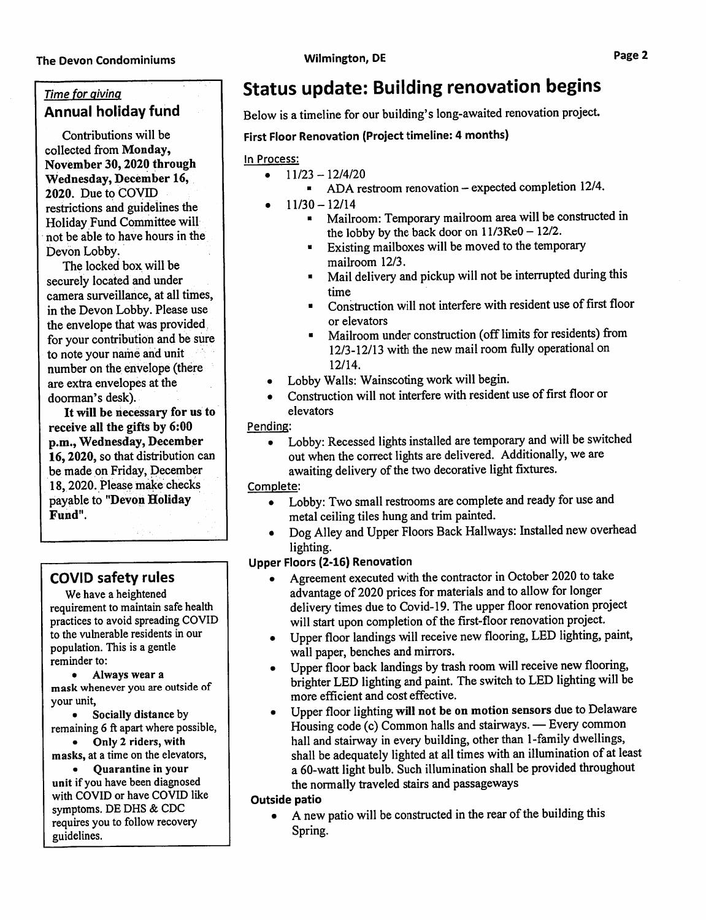## *Time for giving*

### Annual holiday fund

Contributions will be collected from **Monday, November 30, 2020 through Wednesday, December 16, 2020.** Due to COVID restrictions and guidelines the Holiday Fund Committee will not be able to have hours in the Devon Lobby.

The locked box will be securely located and under camera surveillance, at all times, in the Devon Lobby. Please use the envelope that was provided for your contribution and be sure to note your name and unit number on the envelope (there are extra envelopes at the doorman's desk).

**It will be necessary for us to receive all the gifts by 6:00 p.m., Wednesday, December 16, 2020,** so that distribution can be made on Friday, December 18, 2020. Please make checks payable to **"Devon Holiday Fund".**

### COVID safety rules

We have a heightened requirement to maintain safe health practices to avoid spreading COVID to the vulnerable residents in our population. This is a gentle reminder to:

- **Always wear a mask** whenever you are outside of your unit,
- **Socially distance** by remaining 6 ft apart where possible,
- **Only 2 riders, with masks,** at a time on the elevators,
- **Quarantine in your unit** if you have been diagnosed with COVID or have COVID like symptoms. DE DHS & CDC requires you to follow recovery guidelines.

# Status update: Building renovation begins

Below is a timeline for our building's long-awaited renovation project.

**First Floor Renovation (Project timeline: 4 months)**

In Process:

- 11/23 – 12/4/20
  - ADA restroom renovation – expected completion 12/4.
- 11/30 – 12/14
  - Mailroom: Temporary mailroom area will be constructed in the lobby by the back door on 11/3Re0 – 12/2.
  - Existing mailboxes will be moved to the temporary mailroom 12/3.
  - Mail delivery and pickup will not be interrupted during this time
  - Construction will not interfere with resident use of first floor or elevators
  - Mailroom under construction (off limits for residents) from 12/3-12/13 with the new mail room fully operational on 12/14.
- Lobby Walls: Wainscoting work will begin.
- Construction will not interfere with resident use of first floor or elevators

Pending:

- Lobby: Recessed lights installed are temporary and will be switched out when the correct lights are delivered. Additionally, we are awaiting delivery of the two decorative light fixtures.

Complete:

- Lobby: Two small restrooms are complete and ready for use and metal ceiling tiles hung and trim painted.
- Dog Alley and Upper Floors Back Hallways: Installed new overhead lighting.

**Upper Floors (2-16) Renovation**

- Agreement executed with the contractor in October 2020 to take advantage of 2020 prices for materials and to allow for longer delivery times due to Covid-19. The upper floor renovation project will start upon completion of the first-floor renovation project.
- Upper floor landings will receive new flooring, LED lighting, paint, wall paper, benches and mirrors.
- Upper floor back landings by trash room will receive new flooring, brighter LED lighting and paint. The switch to LED lighting will be more efficient and cost effective.
- Upper floor lighting **will not be on motion sensors** due to Delaware Housing code (c) Common halls and stairways. — Every common hall and stairway in every building, other than 1-family dwellings, shall be adequately lighted at all times with an illumination of at least a 60-watt light bulb. Such illumination shall be provided throughout the normally traveled stairs and passageways

**Outside patio**

- A new patio will be constructed in the rear of the building this Spring.